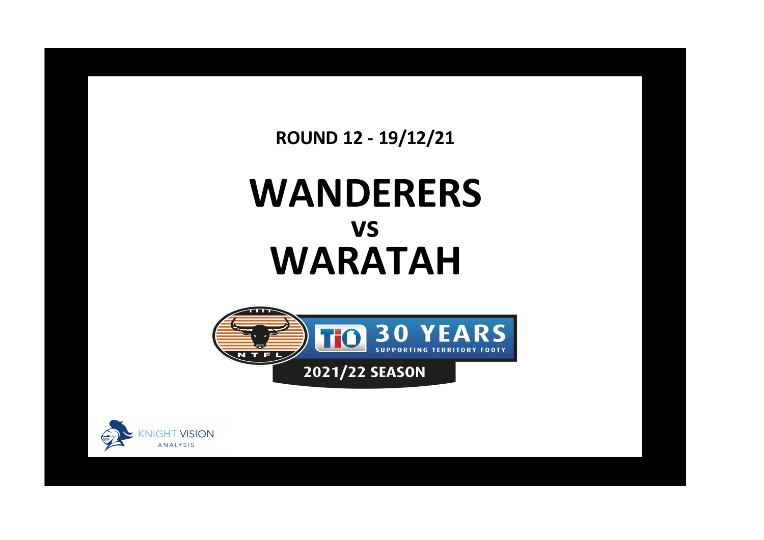**ROUND 12 - 19/12/21**

# WANDERERS

## vs

# WARATAH

NTFL

TIO 30 YEARS SUPPORTING TERRITORY FOOTY

2021/22 SEASON

KNIGHT VISION ANALYSIS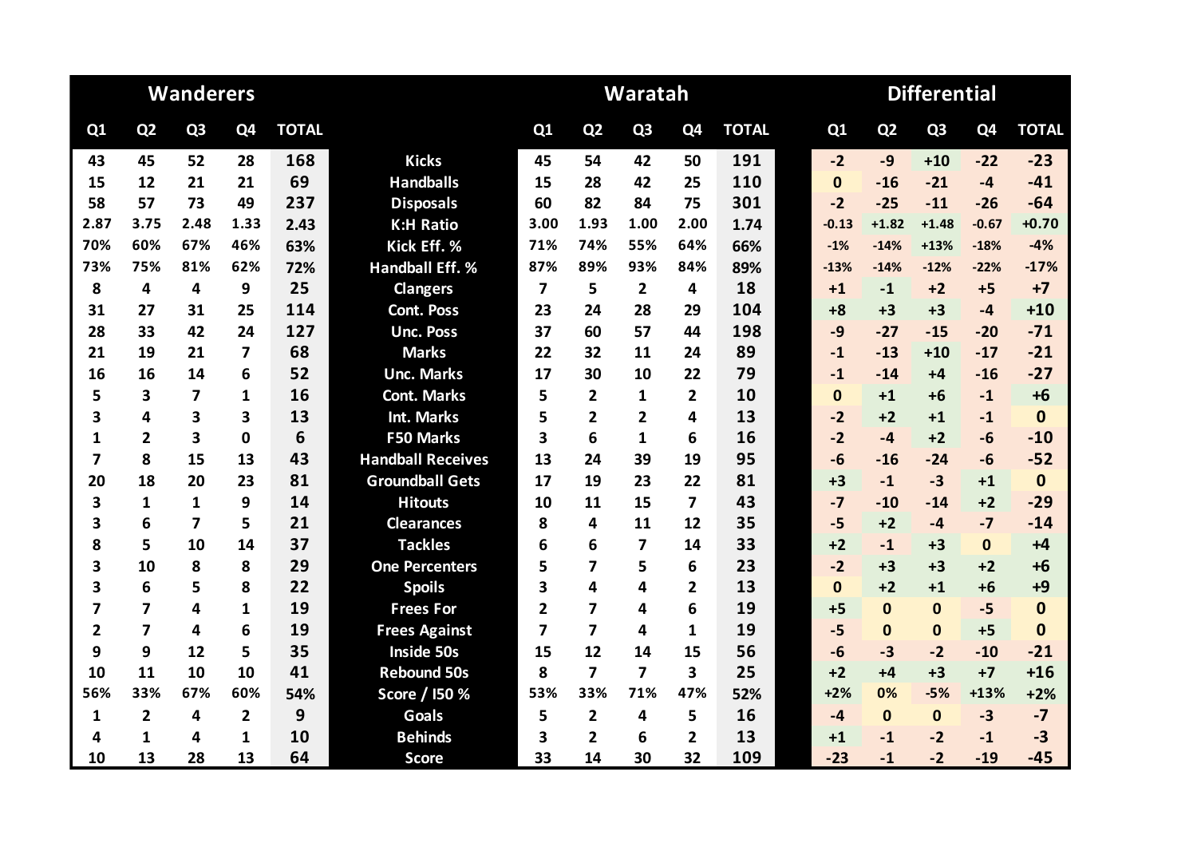| Wanderers | | | | | | Waratah | | | | | | Differential | | | | |
|---|---|---|---|---|---|---|---|---|---|---|---|---|---|---|---|---|
| Q1 | Q2 | Q3 | Q4 | TOTAL | | Q1 | Q2 | Q3 | Q4 | TOTAL | | Q1 | Q2 | Q3 | Q4 | TOTAL |
| 43 | 45 | 52 | 28 | 168 | Kicks | 45 | 54 | 42 | 50 | 191 | | -2 | -9 | +10 | -22 | -23 |
| 15 | 12 | 21 | 21 | 69 | Handballs | 15 | 28 | 42 | 25 | 110 | | 0 | -16 | -21 | -4 | -41 |
| 58 | 57 | 73 | 49 | 237 | Disposals | 60 | 82 | 84 | 75 | 301 | | -2 | -25 | -11 | -26 | -64 |
| 2.87 | 3.75 | 2.48 | 1.33 | 2.43 | K:H Ratio | 3.00 | 1.93 | 1.00 | 2.00 | 1.74 | | -0.13 | +1.82 | +1.48 | -0.67 | +0.70 |
| 70% | 60% | 67% | 46% | 63% | Kick Eff. % | 71% | 74% | 55% | 64% | 66% | | -1% | -14% | +13% | -18% | -4% |
| 73% | 75% | 81% | 62% | 72% | Handball Eff. % | 87% | 89% | 93% | 84% | 89% | | -13% | -14% | -12% | -22% | -17% |
| 8 | 4 | 4 | 9 | 25 | Clangers | 7 | 5 | 2 | 4 | 18 | | +1 | -1 | +2 | +5 | +7 |
| 31 | 27 | 31 | 25 | 114 | Cont. Poss | 23 | 24 | 28 | 29 | 104 | | +8 | +3 | +3 | -4 | +10 |
| 28 | 33 | 42 | 24 | 127 | Unc. Poss | 37 | 60 | 57 | 44 | 198 | | -9 | -27 | -15 | -20 | -71 |
| 21 | 19 | 21 | 7 | 68 | Marks | 22 | 32 | 11 | 24 | 89 | | -1 | -13 | +10 | -17 | -21 |
| 16 | 16 | 14 | 6 | 52 | Unc. Marks | 17 | 30 | 10 | 22 | 79 | | -1 | -14 | +4 | -16 | -27 |
| 5 | 3 | 7 | 1 | 16 | Cont. Marks | 5 | 2 | 1 | 2 | 10 | | 0 | +1 | +6 | -1 | +6 |
| 3 | 4 | 3 | 3 | 13 | Int. Marks | 5 | 2 | 2 | 4 | 13 | | -2 | +2 | +1 | -1 | 0 |
| 1 | 2 | 3 | 0 | 6 | F50 Marks | 3 | 6 | 1 | 6 | 16 | | -2 | -4 | +2 | -6 | -10 |
| 7 | 8 | 15 | 13 | 43 | Handball Receives | 13 | 24 | 39 | 19 | 95 | | -6 | -16 | -24 | -6 | -52 |
| 20 | 18 | 20 | 23 | 81 | Groundball Gets | 17 | 19 | 23 | 22 | 81 | | +3 | -1 | -3 | +1 | 0 |
| 3 | 1 | 1 | 9 | 14 | Hitouts | 10 | 11 | 15 | 7 | 43 | | -7 | -10 | -14 | +2 | -29 |
| 3 | 6 | 7 | 5 | 21 | Clearances | 8 | 4 | 11 | 12 | 35 | | -5 | +2 | -4 | -7 | -14 |
| 8 | 5 | 10 | 14 | 37 | Tackles | 6 | 6 | 7 | 14 | 33 | | +2 | -1 | +3 | 0 | +4 |
| 3 | 10 | 8 | 8 | 29 | One Percenters | 5 | 7 | 5 | 6 | 23 | | -2 | +3 | +3 | +2 | +6 |
| 3 | 6 | 5 | 8 | 22 | Spoils | 3 | 4 | 4 | 2 | 13 | | 0 | +2 | +1 | +6 | +9 |
| 7 | 7 | 4 | 1 | 19 | Frees For | 2 | 7 | 4 | 6 | 19 | | +5 | 0 | 0 | -5 | 0 |
| 2 | 7 | 4 | 6 | 19 | Frees Against | 7 | 7 | 4 | 1 | 19 | | -5 | 0 | 0 | +5 | 0 |
| 9 | 9 | 12 | 5 | 35 | Inside 50s | 15 | 12 | 14 | 15 | 56 | | -6 | -3 | -2 | -10 | -21 |
| 10 | 11 | 10 | 10 | 41 | Rebound 50s | 8 | 7 | 7 | 3 | 25 | | +2 | +4 | +3 | +7 | +16 |
| 56% | 33% | 67% | 60% | 54% | Score / I50 % | 53% | 33% | 71% | 47% | 52% | | +2% | 0% | -5% | +13% | +2% |
| 1 | 2 | 4 | 2 | 9 | Goals | 5 | 2 | 4 | 5 | 16 | | -4 | 0 | 0 | -3 | -7 |
| 4 | 1 | 4 | 1 | 10 | Behinds | 3 | 2 | 6 | 2 | 13 | | +1 | -1 | -2 | -1 | -3 |
| 10 | 13 | 28 | 13 | 64 | Score | 33 | 14 | 30 | 32 | 109 | | -23 | -1 | -2 | -19 | -45 |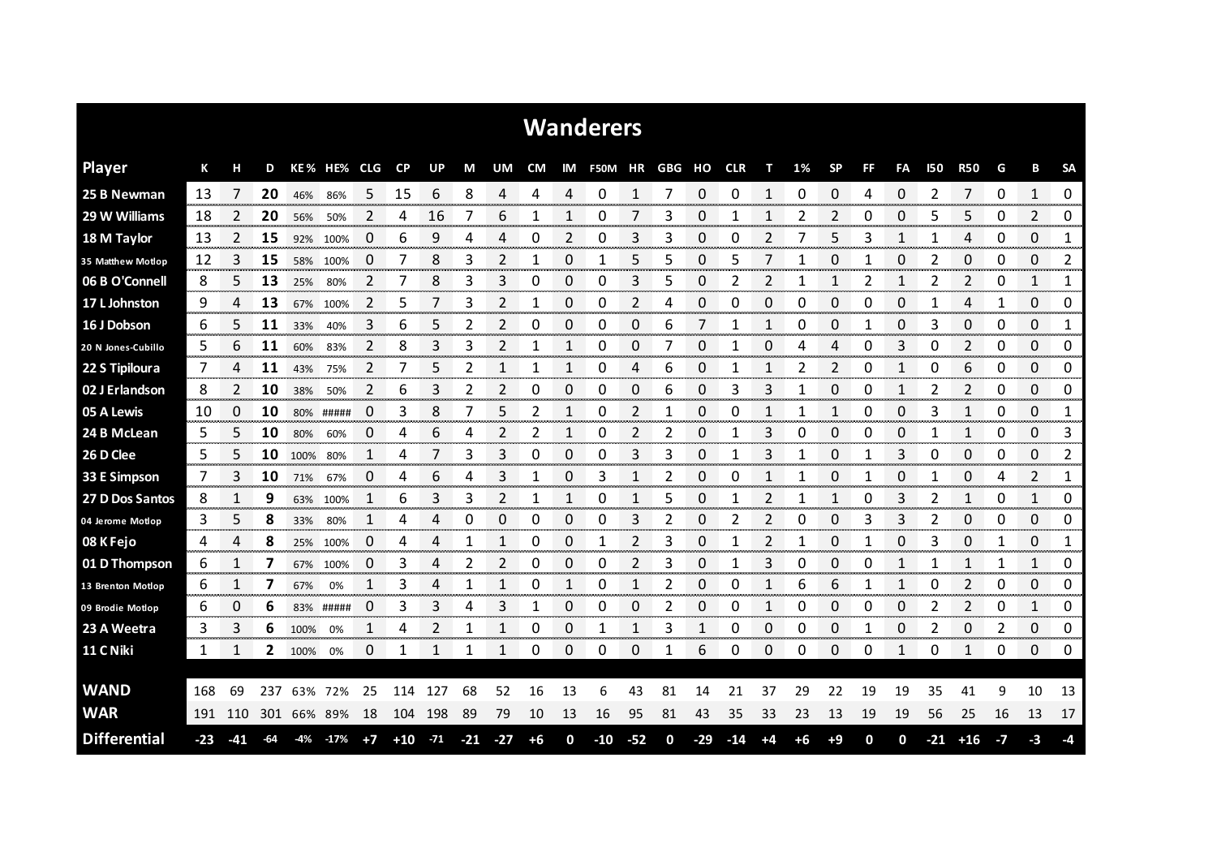# Wanderers

| Player | K | H | D | KE% | HE% | CLG | CP | UP | M | UM | CM | IM | F50M | HR | GBG | HO | CLR | T | 1% | SP | FF | FA | I50 | R50 | G | B | SA |
|---|---|---|---|---|---|---|---|---|---|---|---|---|---|---|---|---|---|---|---|---|---|---|---|---|---|---|---|
| 25 B Newman | 13 | 7 | **20** | 46% | 86% | 5 | 15 | 6 | 8 | 4 | 4 | 4 | 0 | 1 | 7 | 0 | 0 | 1 | 0 | 0 | 4 | 0 | 2 | 7 | 0 | 1 | 0 |
| 29 W Williams | 18 | 2 | **20** | 56% | 50% | 2 | 4 | 16 | 7 | 6 | 1 | 1 | 0 | 7 | 3 | 0 | 1 | 1 | 2 | 2 | 0 | 0 | 5 | 5 | 0 | 2 | 0 |
| 18 M Taylor | 13 | 2 | **15** | 92% | 100% | 0 | 6 | 9 | 4 | 4 | 0 | 2 | 0 | 3 | 3 | 0 | 0 | 2 | 7 | 5 | 3 | 1 | 1 | 4 | 0 | 0 | 1 |
| 35 Matthew Motlop | 12 | 3 | **15** | 58% | 100% | 0 | 7 | 8 | 3 | 2 | 1 | 0 | 1 | 5 | 5 | 0 | 5 | 7 | 1 | 0 | 1 | 0 | 2 | 0 | 0 | 0 | 2 |
| 06 B O'Connell | 8 | 5 | **13** | 25% | 80% | 2 | 7 | 8 | 3 | 3 | 0 | 0 | 0 | 3 | 5 | 0 | 2 | 2 | 1 | 1 | 2 | 1 | 2 | 2 | 0 | 1 | 1 |
| 17 L Johnston | 9 | 4 | **13** | 67% | 100% | 2 | 5 | 7 | 3 | 2 | 1 | 0 | 0 | 2 | 4 | 0 | 0 | 0 | 0 | 0 | 0 | 0 | 1 | 4 | 1 | 0 | 0 |
| 16 J Dobson | 6 | 5 | **11** | 33% | 40% | 3 | 6 | 5 | 2 | 2 | 0 | 0 | 0 | 0 | 6 | 7 | 1 | 1 | 0 | 0 | 1 | 0 | 3 | 0 | 0 | 0 | 1 |
| 20 N Jones-Cubillo | 5 | 6 | **11** | 60% | 83% | 2 | 8 | 3 | 3 | 2 | 1 | 1 | 0 | 0 | 7 | 0 | 1 | 0 | 4 | 4 | 0 | 3 | 0 | 2 | 0 | 0 | 0 |
| 22 S Tipiloura | 7 | 4 | **11** | 43% | 75% | 2 | 7 | 5 | 2 | 1 | 1 | 1 | 0 | 4 | 6 | 0 | 1 | 1 | 2 | 2 | 0 | 1 | 0 | 6 | 0 | 0 | 0 |
| 02 J Erlandson | 8 | 2 | **10** | 38% | 50% | 2 | 6 | 3 | 2 | 2 | 0 | 0 | 0 | 0 | 6 | 0 | 3 | 3 | 1 | 0 | 0 | 1 | 2 | 2 | 0 | 0 | 0 |
| 05 A Lewis | 10 | 0 | **10** | 80% | ##### | 0 | 3 | 8 | 7 | 5 | 2 | 1 | 0 | 2 | 1 | 0 | 0 | 1 | 1 | 1 | 0 | 0 | 3 | 1 | 0 | 0 | 1 |
| 24 B McLean | 5 | 5 | **10** | 80% | 60% | 0 | 4 | 6 | 4 | 2 | 2 | 1 | 0 | 2 | 2 | 0 | 1 | 3 | 0 | 0 | 0 | 0 | 1 | 1 | 0 | 0 | 3 |
| 26 D Clee | 5 | 5 | **10** | 100% | 80% | 1 | 4 | 7 | 3 | 3 | 0 | 0 | 0 | 3 | 3 | 0 | 1 | 3 | 1 | 0 | 1 | 3 | 0 | 0 | 0 | 0 | 2 |
| 33 E Simpson | 7 | 3 | **10** | 71% | 67% | 0 | 4 | 6 | 4 | 3 | 1 | 0 | 3 | 1 | 2 | 0 | 0 | 1 | 1 | 0 | 1 | 0 | 1 | 0 | 4 | 2 | 1 |
| 27 D Dos Santos | 8 | 1 | **9** | 63% | 100% | 1 | 6 | 3 | 3 | 2 | 1 | 1 | 0 | 1 | 5 | 0 | 1 | 2 | 1 | 1 | 0 | 3 | 2 | 1 | 0 | 1 | 0 |
| 04 Jerome Motlop | 3 | 5 | **8** | 33% | 80% | 1 | 4 | 4 | 0 | 0 | 0 | 0 | 0 | 3 | 2 | 0 | 2 | 2 | 0 | 0 | 3 | 3 | 2 | 0 | 0 | 0 | 0 |
| 08 K Fejo | 4 | 4 | **8** | 25% | 100% | 0 | 4 | 4 | 1 | 1 | 0 | 0 | 1 | 2 | 3 | 0 | 1 | 2 | 1 | 0 | 1 | 0 | 3 | 0 | 1 | 0 | 1 |
| 01 D Thompson | 6 | 1 | **7** | 67% | 100% | 0 | 3 | 4 | 2 | 2 | 0 | 0 | 0 | 2 | 3 | 0 | 1 | 3 | 0 | 0 | 0 | 1 | 1 | 1 | 1 | 1 | 0 |
| 13 Brenton Motlop | 6 | 1 | **7** | 67% | 0% | 1 | 3 | 4 | 1 | 1 | 0 | 1 | 0 | 1 | 2 | 0 | 0 | 1 | 6 | 6 | 1 | 1 | 0 | 2 | 0 | 0 | 0 |
| 09 Brodie Motlop | 6 | 0 | **6** | 83% | ##### | 0 | 3 | 3 | 4 | 3 | 1 | 0 | 0 | 0 | 2 | 0 | 0 | 1 | 0 | 0 | 0 | 0 | 2 | 2 | 0 | 1 | 0 |
| 23 A Weetra | 3 | 3 | **6** | 100% | 0% | 1 | 4 | 2 | 1 | 1 | 0 | 0 | 1 | 1 | 3 | 1 | 0 | 0 | 0 | 0 | 1 | 0 | 2 | 0 | 2 | 0 | 0 |
| 11 C Niki | 1 | 1 | **2** | 100% | 0% | 0 | 1 | 1 | 1 | 1 | 0 | 0 | 0 | 0 | 1 | 6 | 0 | 0 | 0 | 0 | 0 | 1 | 0 | 1 | 0 | 0 | 0 |
| | | | | | | | | | | | | | | | | | | | | | | | | | | | |
| **WAND** | 168 | 69 | 237 | 63% | 72% | 25 | 114 | 127 | 68 | 52 | 16 | 13 | 6 | 43 | 81 | 14 | 21 | 37 | 29 | 22 | 19 | 19 | 35 | 41 | 9 | 10 | 13 |
| **WAR** | 191 | 110 | 301 | 66% | 89% | 18 | 104 | 198 | 89 | 79 | 10 | 13 | 16 | 95 | 81 | 43 | 35 | 33 | 23 | 13 | 19 | 19 | 56 | 25 | 16 | 13 | 17 |
| **Differential** | -23 | -41 | -64 | -4% | -17% | +7 | +10 | -71 | -21 | -27 | +6 | 0 | -10 | -52 | 0 | -29 | -14 | +4 | +6 | +9 | 0 | 0 | -21 | +16 | -7 | -3 | -4 |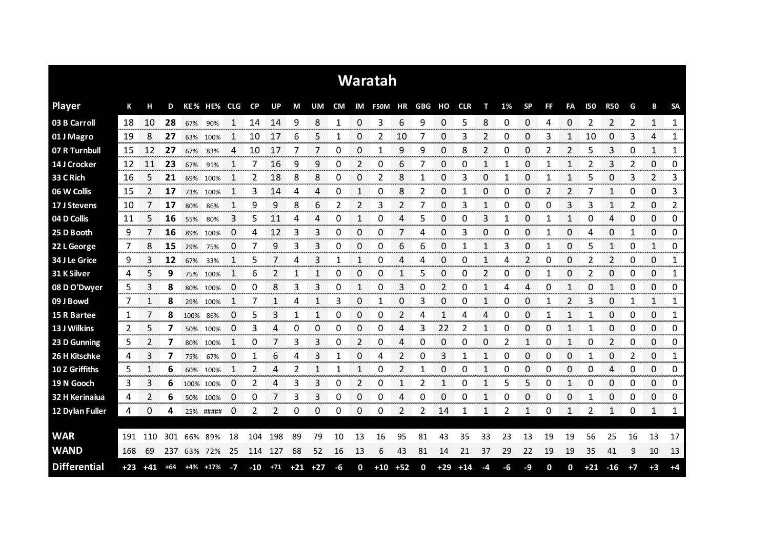# Waratah

| Player | K | H | D | KE% | HE% | CLG | CP | UP | M | UM | CM | IM | F50M | HR | GBG | HO | CLR | T | 1% | SP | FF | FA | I50 | R50 | G | B | SA |
|---|---|---|---|---|---|---|---|---|---|---|---|---|---|---|---|---|---|---|---|---|---|---|---|---|---|---|---|
| 03 B Carroll | 18 | 10 | **28** | 67% | 90% | 1 | 14 | 14 | 9 | 8 | 1 | 0 | 3 | 6 | 9 | 0 | 5 | 8 | 0 | 0 | 4 | 0 | 2 | 2 | 2 | 1 | 1 |
| 01 J Magro | 19 | 8 | **27** | 63% | 100% | 1 | 10 | 17 | 6 | 5 | 1 | 0 | 2 | 10 | 7 | 0 | 3 | 2 | 0 | 0 | 3 | 1 | 10 | 0 | 3 | 4 | 1 |
| 07 R Turnbull | 15 | 12 | **27** | 67% | 83% | 4 | 10 | 17 | 7 | 7 | 0 | 0 | 1 | 9 | 9 | 0 | 8 | 2 | 0 | 0 | 2 | 2 | 5 | 3 | 0 | 1 | 1 |
| 14 J Crocker | 12 | 11 | **23** | 67% | 91% | 1 | 7 | 16 | 9 | 9 | 0 | 2 | 0 | 6 | 7 | 0 | 0 | 1 | 1 | 0 | 1 | 1 | 2 | 3 | 2 | 0 | 0 |
| 33 C Rich | 16 | 5 | **21** | 69% | 100% | 1 | 2 | 18 | 8 | 8 | 0 | 0 | 2 | 8 | 1 | 0 | 3 | 0 | 1 | 0 | 1 | 1 | 5 | 0 | 3 | 2 | 3 |
| 06 W Collis | 15 | 2 | **17** | 73% | 100% | 1 | 3 | 14 | 4 | 4 | 0 | 1 | 0 | 8 | 2 | 0 | 1 | 0 | 0 | 0 | 2 | 2 | 7 | 1 | 0 | 0 | 3 |
| 17 J Stevens | 10 | 7 | **17** | 80% | 86% | 1 | 9 | 9 | 8 | 6 | 2 | 2 | 3 | 2 | 7 | 0 | 3 | 1 | 0 | 0 | 0 | 3 | 3 | 1 | 2 | 0 | 2 |
| 04 D Collis | 11 | 5 | **16** | 55% | 80% | 3 | 5 | 11 | 4 | 4 | 0 | 1 | 0 | 4 | 5 | 0 | 0 | 3 | 1 | 0 | 1 | 1 | 0 | 4 | 0 | 0 | 0 |
| 25 D Booth | 9 | 7 | **16** | 89% | 100% | 0 | 4 | 12 | 3 | 3 | 0 | 0 | 0 | 7 | 4 | 0 | 3 | 0 | 0 | 0 | 1 | 0 | 4 | 0 | 1 | 0 | 0 |
| 22 L George | 7 | 8 | **15** | 29% | 75% | 0 | 7 | 9 | 3 | 3 | 0 | 0 | 0 | 6 | 6 | 0 | 1 | 1 | 3 | 0 | 1 | 0 | 5 | 1 | 0 | 1 | 0 |
| 34 J Le Grice | 9 | 3 | **12** | 67% | 33% | 1 | 5 | 7 | 4 | 3 | 1 | 1 | 0 | 4 | 4 | 0 | 0 | 1 | 4 | 2 | 0 | 0 | 2 | 2 | 0 | 0 | 1 |
| 31 K Silver | 4 | 5 | **9** | 75% | 100% | 1 | 6 | 2 | 1 | 1 | 0 | 0 | 0 | 1 | 5 | 0 | 0 | 2 | 0 | 0 | 1 | 0 | 2 | 0 | 0 | 0 | 1 |
| 08 D O'Dwyer | 5 | 3 | **8** | 80% | 100% | 0 | 0 | 8 | 3 | 3 | 0 | 1 | 0 | 3 | 0 | 2 | 0 | 1 | 4 | 4 | 0 | 1 | 0 | 1 | 0 | 0 | 0 |
| 09 J Bowd | 7 | 1 | **8** | 29% | 100% | 1 | 7 | 1 | 4 | 1 | 3 | 0 | 1 | 0 | 3 | 0 | 0 | 1 | 0 | 0 | 1 | 2 | 3 | 0 | 1 | 1 | 1 |
| 15 R Bartee | 1 | 7 | **8** | 100% | 86% | 0 | 5 | 3 | 1 | 1 | 0 | 0 | 0 | 2 | 4 | 1 | 4 | 4 | 0 | 0 | 1 | 1 | 1 | 0 | 0 | 0 | 1 |
| 13 J Wilkins | 2 | 5 | **7** | 50% | 100% | 0 | 3 | 4 | 0 | 0 | 0 | 0 | 0 | 4 | 3 | 22 | 2 | 1 | 0 | 0 | 0 | 1 | 1 | 0 | 0 | 0 | 0 |
| 23 D Gunning | 5 | 2 | **7** | 80% | 100% | 1 | 0 | 7 | 3 | 3 | 0 | 2 | 0 | 4 | 0 | 0 | 0 | 0 | 2 | 1 | 0 | 1 | 0 | 2 | 0 | 0 | 0 |
| 26 H Kitschke | 4 | 3 | **7** | 75% | 67% | 0 | 1 | 6 | 4 | 3 | 1 | 0 | 4 | 2 | 0 | 3 | 1 | 1 | 0 | 0 | 0 | 0 | 1 | 0 | 2 | 0 | 1 |
| 10 Z Griffiths | 5 | 1 | **6** | 60% | 100% | 1 | 2 | 4 | 2 | 1 | 1 | 1 | 0 | 2 | 1 | 0 | 0 | 1 | 0 | 0 | 0 | 0 | 0 | 4 | 0 | 0 | 0 |
| 19 N Gooch | 3 | 3 | **6** | 100% | 100% | 0 | 2 | 4 | 3 | 3 | 0 | 2 | 0 | 1 | 2 | 1 | 0 | 1 | 5 | 5 | 0 | 1 | 0 | 0 | 0 | 0 | 0 |
| 32 H Kerinaiua | 4 | 2 | **6** | 50% | 100% | 0 | 0 | 7 | 3 | 3 | 0 | 0 | 0 | 4 | 0 | 0 | 0 | 1 | 0 | 0 | 0 | 0 | 1 | 0 | 0 | 0 | 0 |
| 12 Dylan Fuller | 4 | 0 | **4** | 25% | ##### | 0 | 2 | 2 | 0 | 0 | 0 | 0 | 0 | 2 | 2 | 14 | 1 | 1 | 2 | 1 | 0 | 1 | 2 | 1 | 0 | 1 | 1 |
| | | | | | | | | | | | | | | | | | | | | | | | | | | | |
| **WAR** | 191 | 110 | 301 | 66% | 89% | 18 | 104 | 198 | 89 | 79 | 10 | 13 | 16 | 95 | 81 | 43 | 35 | 33 | 23 | 13 | 19 | 19 | 56 | 25 | 16 | 13 | 17 |
| **WAND** | 168 | 69 | 237 | 63% | 72% | 25 | 114 | 127 | 68 | 52 | 16 | 13 | 6 | 43 | 81 | 14 | 21 | 37 | 29 | 22 | 19 | 19 | 35 | 41 | 9 | 10 | 13 |
| **Differential** | +23 | +41 | +64 | +4% | +17% | -7 | -10 | +71 | +21 | +27 | -6 | 0 | +10 | +52 | 0 | +29 | +14 | -4 | -6 | -9 | 0 | 0 | +21 | -16 | +7 | +3 | +4 |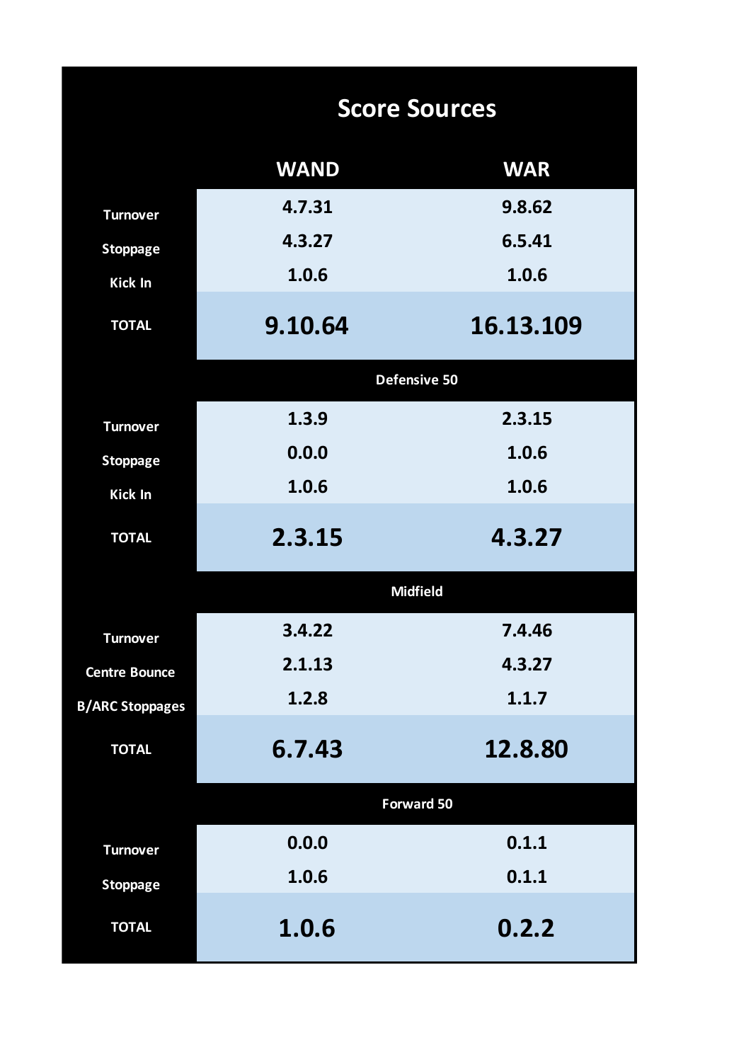# Score Sources

| | WAND | WAR |
| --- | --- | --- |
| Turnover | 4.7.31 | 9.8.62 |
| Stoppage | 4.3.27 | 6.5.41 |
| Kick In | 1.0.6 | 1.0.6 |
| **TOTAL** | **9.10.64** | **16.13.109** |
| **Defensive 50** | | |
| Turnover | 1.3.9 | 2.3.15 |
| Stoppage | 0.0.0 | 1.0.6 |
| Kick In | 1.0.6 | 1.0.6 |
| **TOTAL** | **2.3.15** | **4.3.27** |
| **Midfield** | | |
| Turnover | 3.4.22 | 7.4.46 |
| Centre Bounce | 2.1.13 | 4.3.27 |
| B/ARC Stoppages | 1.2.8 | 1.1.7 |
| **TOTAL** | **6.7.43** | **12.8.80** |
| **Forward 50** | | |
| Turnover | 0.0.0 | 0.1.1 |
| Stoppage | 1.0.6 | 0.1.1 |
| **TOTAL** | **1.0.6** | **0.2.2** |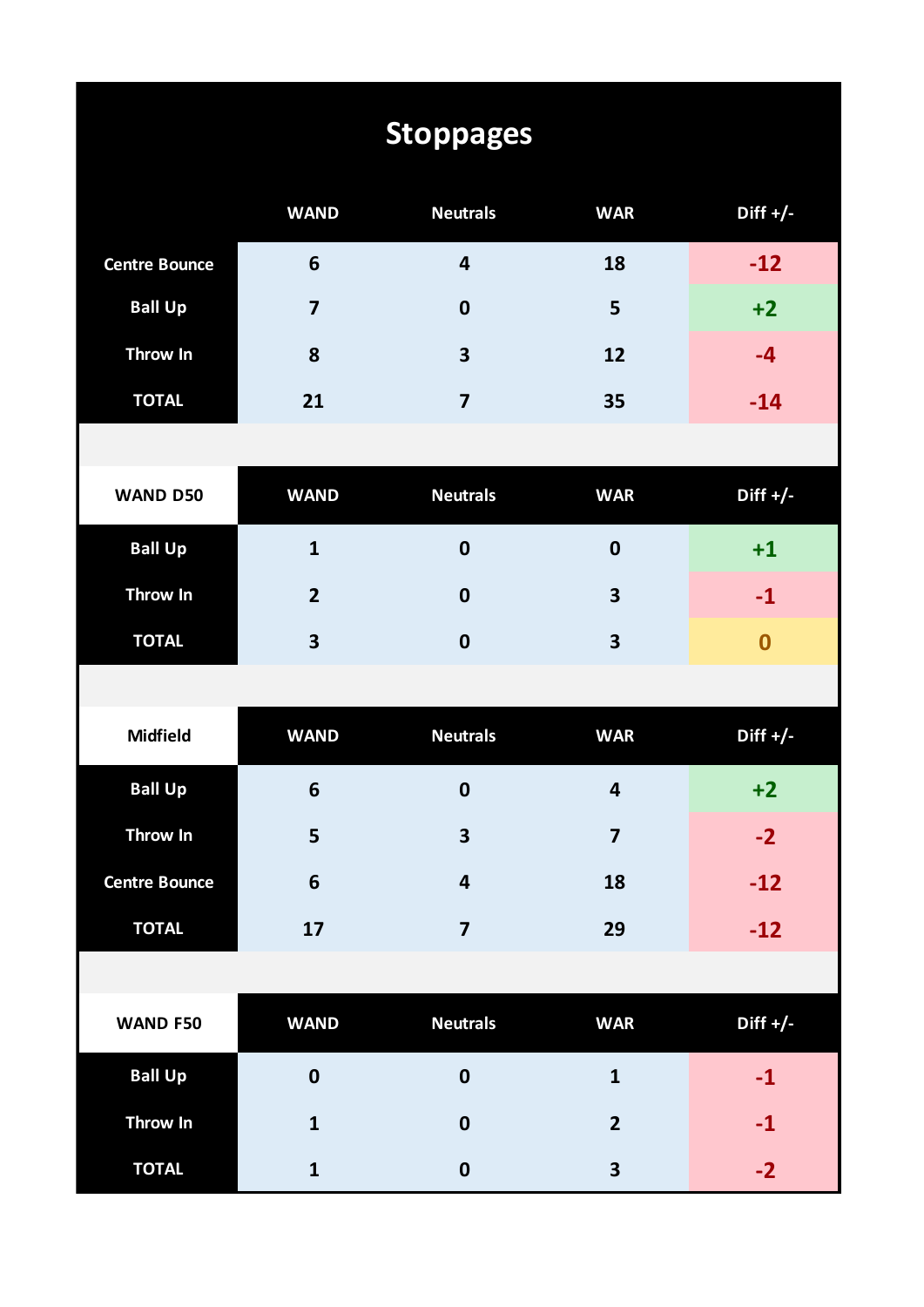# Stoppages

| | WAND | Neutrals | WAR | Diff +/- |
|---|---|---|---|---|
| Centre Bounce | 6 | 4 | 18 | -12 |
| Ball Up | 7 | 0 | 5 | +2 |
| Throw In | 8 | 3 | 12 | -4 |
| TOTAL | 21 | 7 | 35 | -14 |

| WAND D50 | WAND | Neutrals | WAR | Diff +/- |
|---|---|---|---|---|
| Ball Up | 1 | 0 | 0 | +1 |
| Throw In | 2 | 0 | 3 | -1 |
| TOTAL | 3 | 0 | 3 | 0 |

| Midfield | WAND | Neutrals | WAR | Diff +/- |
|---|---|---|---|---|
| Ball Up | 6 | 0 | 4 | +2 |
| Throw In | 5 | 3 | 7 | -2 |
| Centre Bounce | 6 | 4 | 18 | -12 |
| TOTAL | 17 | 7 | 29 | -12 |

| WAND F50 | WAND | Neutrals | WAR | Diff +/- |
|---|---|---|---|---|
| Ball Up | 0 | 0 | 1 | -1 |
| Throw In | 1 | 0 | 2 | -1 |
| TOTAL | 1 | 0 | 3 | -2 |